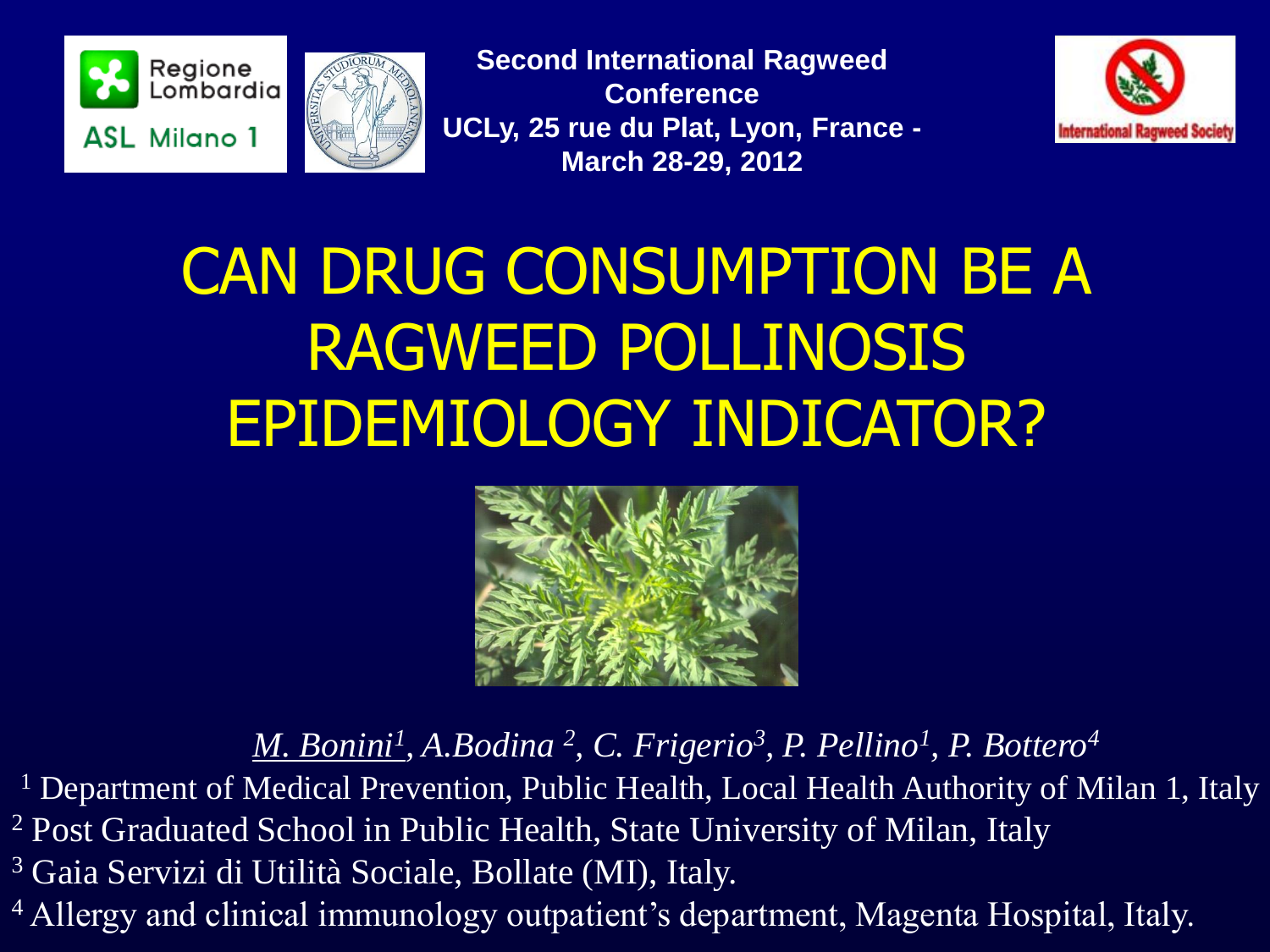Regione Lombardia

ASL Milano 1

Second International Ragweed Conference
UCLy, 25 rue du Plat, Lyon, France - March 28-29, 2012

International Ragweed Society

# CAN DRUG CONSUMPTION BE A RAGWEED POLLINOSIS EPIDEMIOLOGY INDICATOR?

*M. Bonini[1], A.Bodina [2], C. Frigerio[3], P. Pellino[1], P. Bottero[4]*

[1] Department of Medical Prevention, Public Health, Local Health Authority of Milan 1, Italy

[2] Post Graduated School in Public Health, State University of Milan, Italy

[3] Gaia Servizi di Utilità Sociale, Bollate (MI), Italy.

[4] Allergy and clinical immunology outpatient's department, Magenta Hospital, Italy.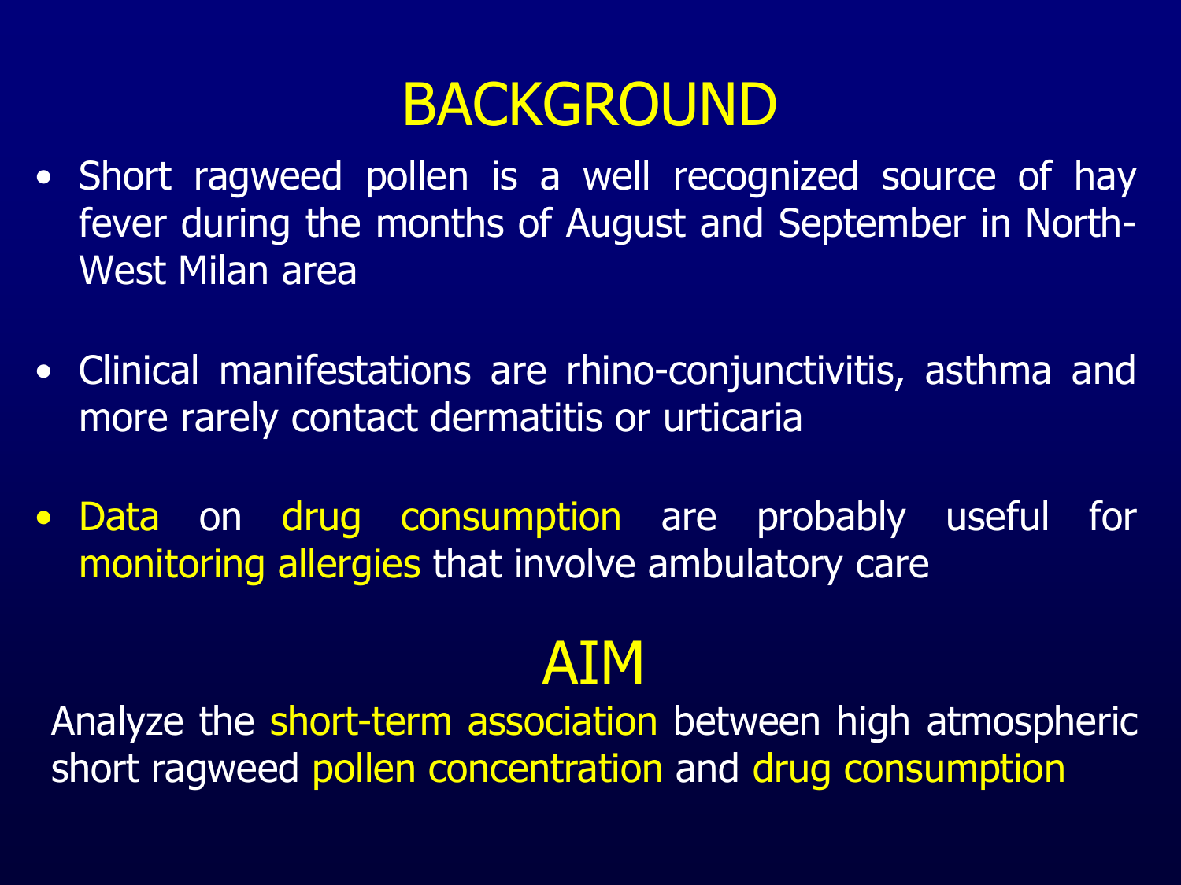# BACKGROUND

- Short ragweed pollen is a well recognized source of hay fever during the months of August and September in North-West Milan area
- Clinical manifestations are rhino-conjunctivitis, asthma and more rarely contact dermatitis or urticaria
- Data on drug consumption are probably useful for monitoring allergies that involve ambulatory care

# AIM

Analyze the short-term association between high atmospheric short ragweed pollen concentration and drug consumption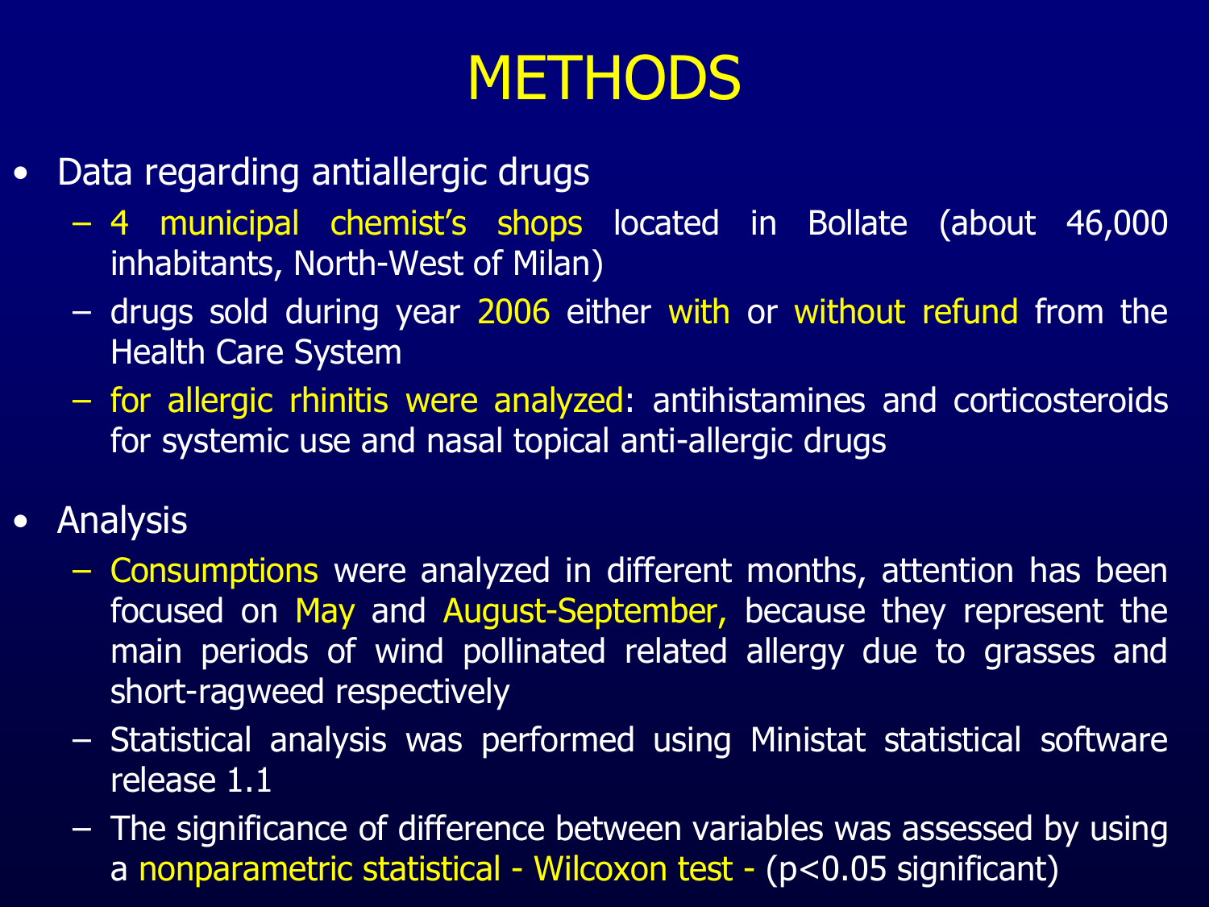# METHODS

- Data regarding antiallergic drugs
  - 4 municipal chemist's shops located in Bollate (about 46,000 inhabitants, North-West of Milan)
  - drugs sold during year 2006 either with or without refund from the Health Care System
  - for allergic rhinitis were analyzed: antihistamines and corticosteroids for systemic use and nasal topical anti-allergic drugs

- Analysis
  - Consumptions were analyzed in different months, attention has been focused on May and August-September, because they represent the main periods of wind pollinated related allergy due to grasses and short-ragweed respectively
  - Statistical analysis was performed using Ministat statistical software release 1.1
  - The significance of difference between variables was assessed by using a nonparametric statistical - Wilcoxon test - ($p<0.05$ significant)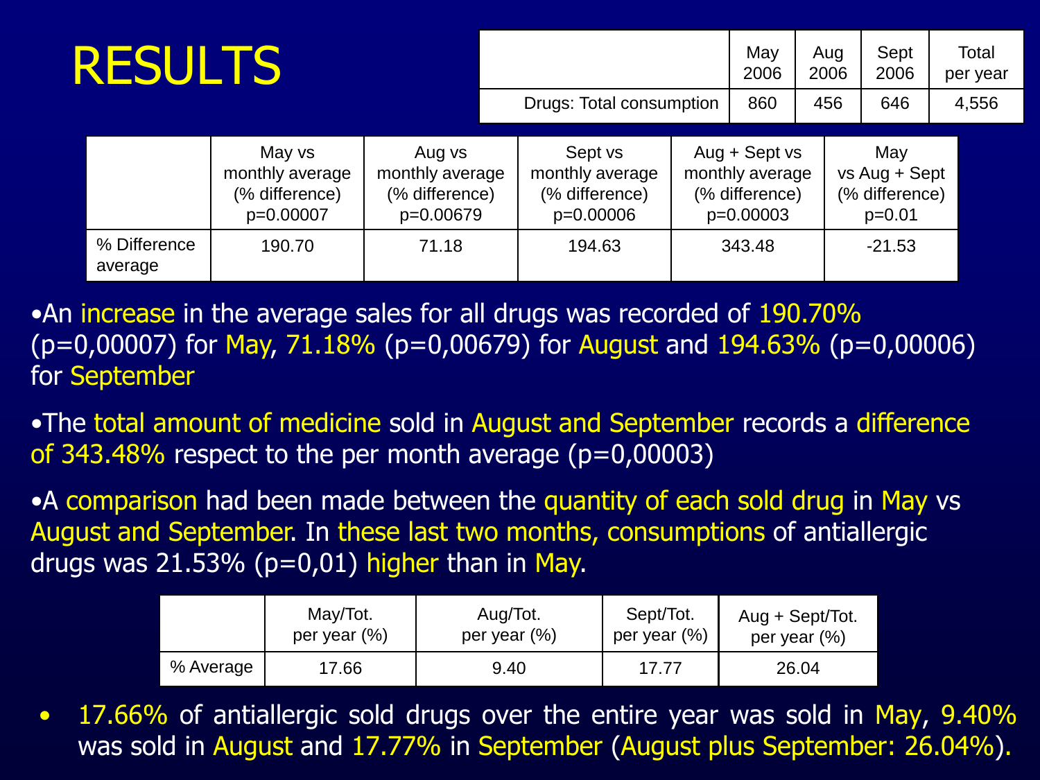# RESULTS

| | May 2006 | Aug 2006 | Sept 2006 | Total per year |
|---|---|---|---|---|
| Drugs: Total consumption | 860 | 456 | 646 | 4,556 |

| | May vs monthly average (% difference) p=0.00007 | Aug vs monthly average (% difference) p=0.00679 | Sept vs monthly average (% difference) p=0.00006 | Aug + Sept vs monthly average (% difference) p=0.00003 | May vs Aug + Sept (% difference) p=0.01 |
|---|---|---|---|---|---|
| % Difference average | 190.70 | 71.18 | 194.63 | 343.48 | -21.53 |

- An increase in the average sales for all drugs was recorded of 190.70% (p=0,00007) for May, 71.18% (p=0,00679) for August and 194.63% (p=0,00006) for September
- The total amount of medicine sold in August and September records a difference of 343.48% respect to the per month average (p=0,00003)
- A comparison had been made between the quantity of each sold drug in May vs August and September. In these last two months, consumptions of antiallergic drugs was 21.53% (p=0,01) higher than in May.

| | May/Tot. per year (%) | Aug/Tot. per year (%) | Sept/Tot. per year (%) | Aug + Sept/Tot. per year (%) |
|---|---|---|---|---|
| % Average | 17.66 | 9.40 | 17.77 | 26.04 |

- 17.66% of antiallergic sold drugs over the entire year was sold in May, 9.40% was sold in August and 17.77% in September (August plus September: 26.04%).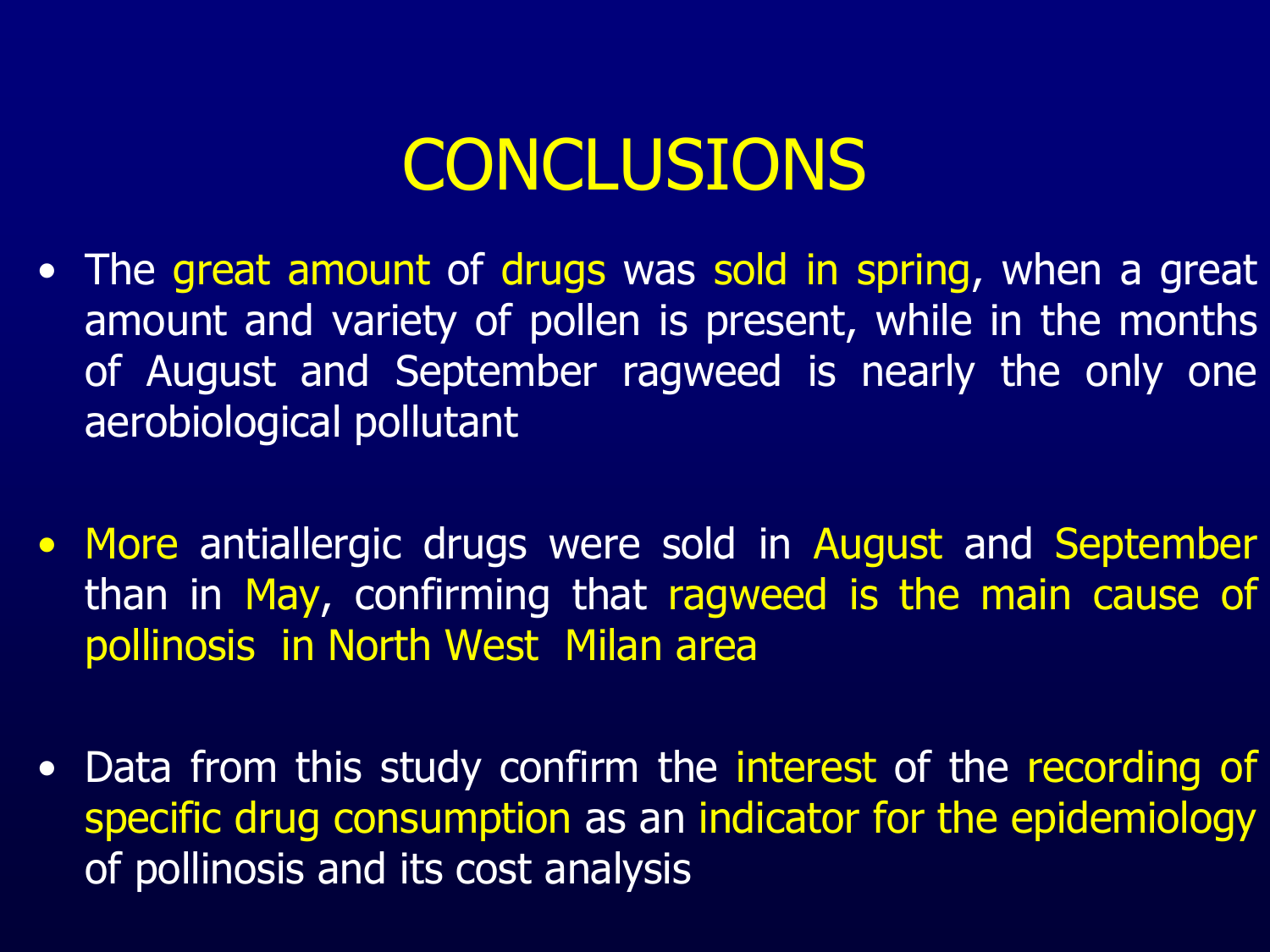# CONCLUSIONS

- The great amount of drugs was sold in spring, when a great amount and variety of pollen is present, while in the months of August and September ragweed is nearly the only one aerobiological pollutant

- More antiallergic drugs were sold in August and September than in May, confirming that ragweed is the main cause of pollinosis in North West Milan area

- Data from this study confirm the interest of the recording of specific drug consumption as an indicator for the epidemiology of pollinosis and its cost analysis